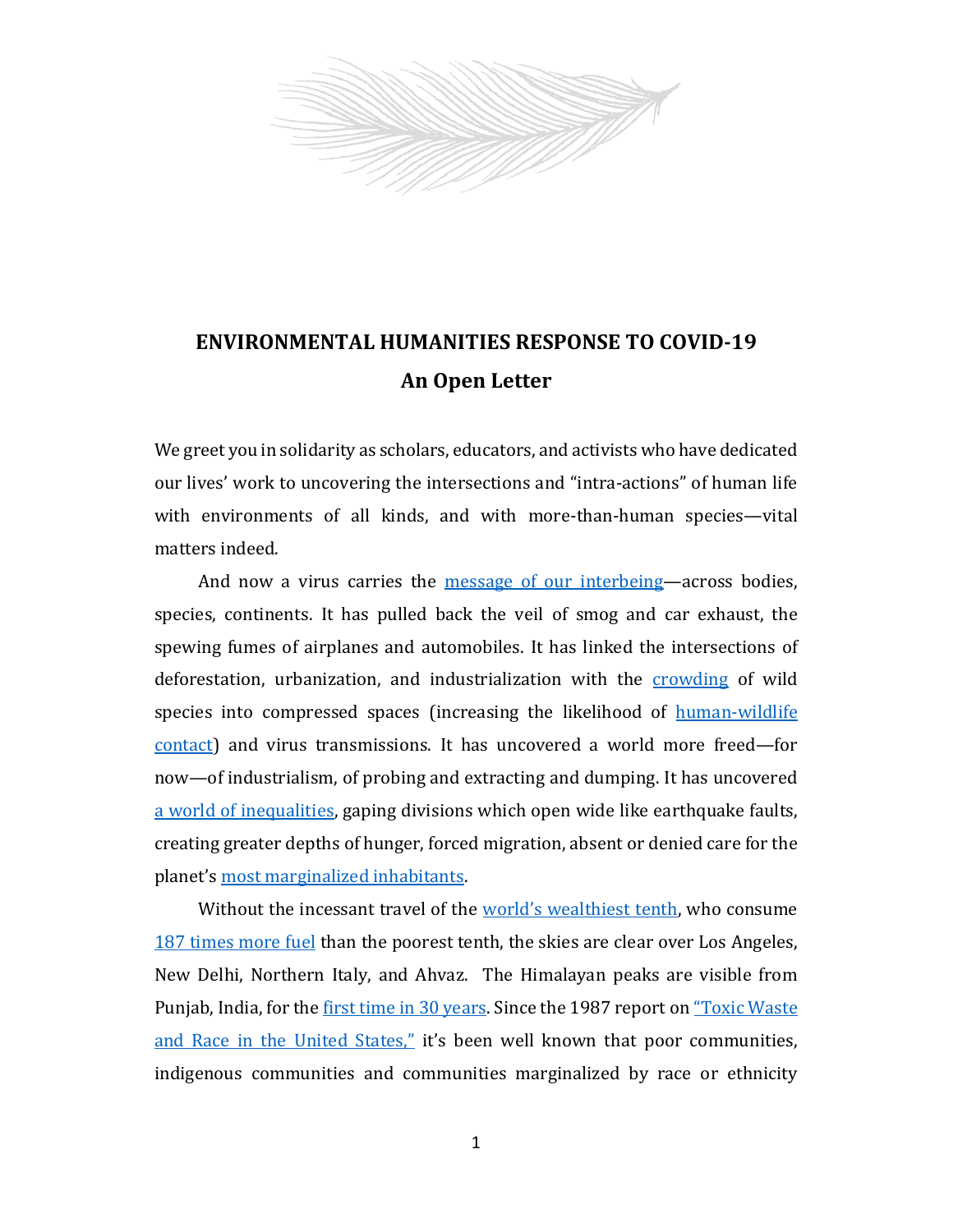# ENVIRONMENTAL HUMANITIES RESPONSE TO COVID-19

## An Open Letter

We greet you in solidarity as scholars, educators, and activists who have dedicated our lives' work to uncovering the intersections and "intra-actions" of human life with environments of all kinds, and with more-than-human species—vital matters indeed.

And now a virus carries the message of our interbeing—across bodies, species, continents. It has pulled back the veil of smog and car exhaust, the spewing fumes of airplanes and automobiles. It has linked the intersections of deforestation, urbanization, and industrialization with the crowding of wild species into compressed spaces (increasing the likelihood of human-wildlife contact) and virus transmissions. It has uncovered a world more freed—for now—of industrialism, of probing and extracting and dumping. It has uncovered a world of inequalities, gaping divisions which open wide like earthquake faults, creating greater depths of hunger, forced migration, absent or denied care for the planet's most marginalized inhabitants.

Without the incessant travel of the world's wealthiest tenth, who consume 187 times more fuel than the poorest tenth, the skies are clear over Los Angeles, New Delhi, Northern Italy, and Ahvaz. The Himalayan peaks are visible from Punjab, India, for the first time in 30 years. Since the 1987 report on "Toxic Waste and Race in the United States," it's been well known that poor communities, indigenous communities and communities marginalized by race or ethnicity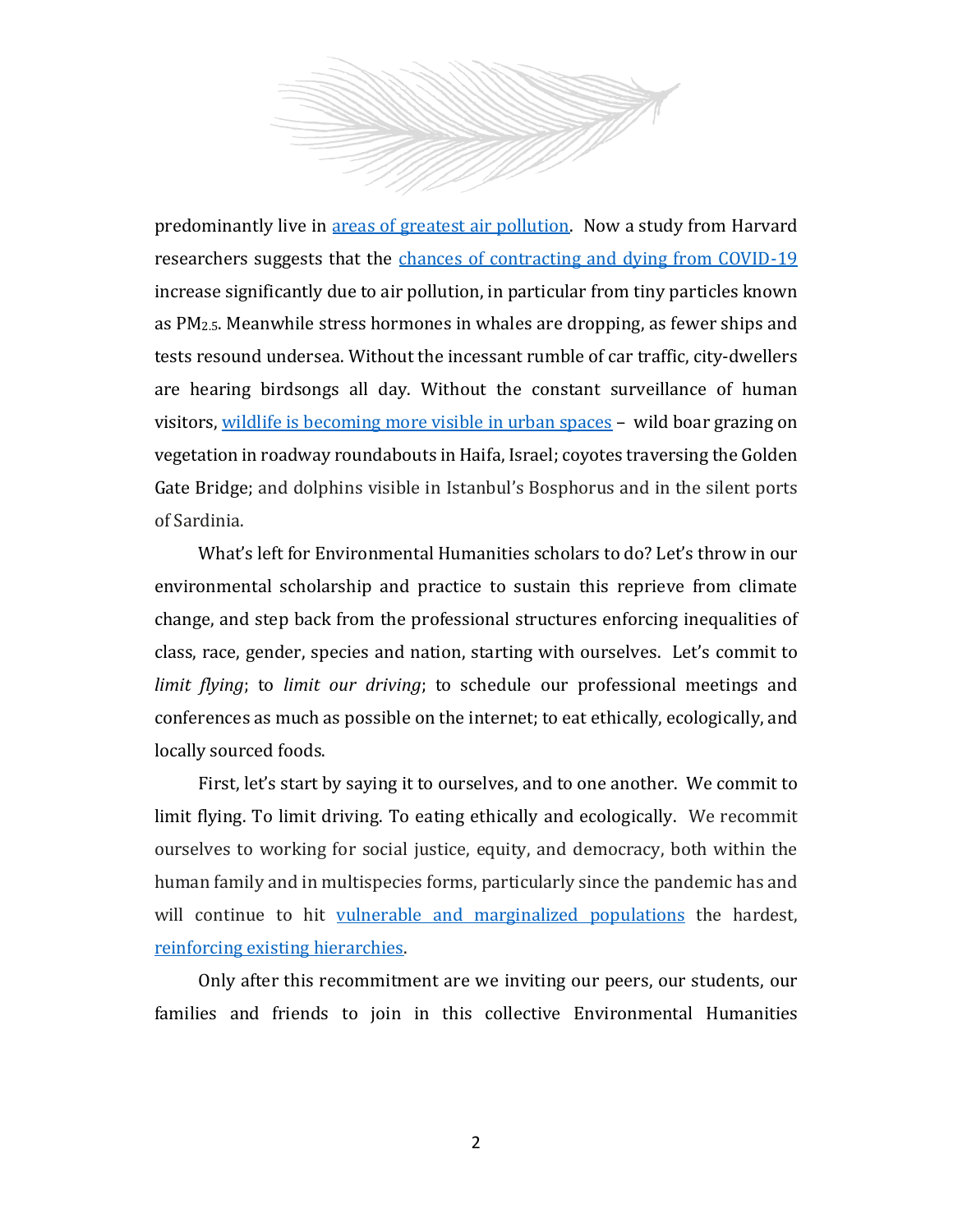predominantly live in [areas of greatest air pollution](). Now a study from Harvard researchers suggests that the [chances of contracting and dying from COVID-19]() increase significantly due to air pollution, in particular from tiny particles known as $PM_{2.5}$. Meanwhile stress hormones in whales are dropping, as fewer ships and tests resound undersea. Without the incessant rumble of car traffic, city-dwellers are hearing birdsongs all day. Without the constant surveillance of human visitors, [wildlife is becoming more visible in urban spaces]() – wild boar grazing on vegetation in roadway roundabouts in Haifa, Israel; coyotes traversing the Golden Gate Bridge; and dolphins visible in Istanbul's Bosphorus and in the silent ports of Sardinia.

What's left for Environmental Humanities scholars to do? Let's throw in our environmental scholarship and practice to sustain this reprieve from climate change, and step back from the professional structures enforcing inequalities of class, race, gender, species and nation, starting with ourselves. Let's commit to *limit flying*; to *limit our driving*; to schedule our professional meetings and conferences as much as possible on the internet; to eat ethically, ecologically, and locally sourced foods.

First, let's start by saying it to ourselves, and to one another. We commit to limit flying. To limit driving. To eating ethically and ecologically. We recommit ourselves to working for social justice, equity, and democracy, both within the human family and in multispecies forms, particularly since the pandemic has and will continue to hit [vulnerable and marginalized populations]() the hardest, [reinforcing existing hierarchies]().

Only after this recommitment are we inviting our peers, our students, our families and friends to join in this collective Environmental Humanities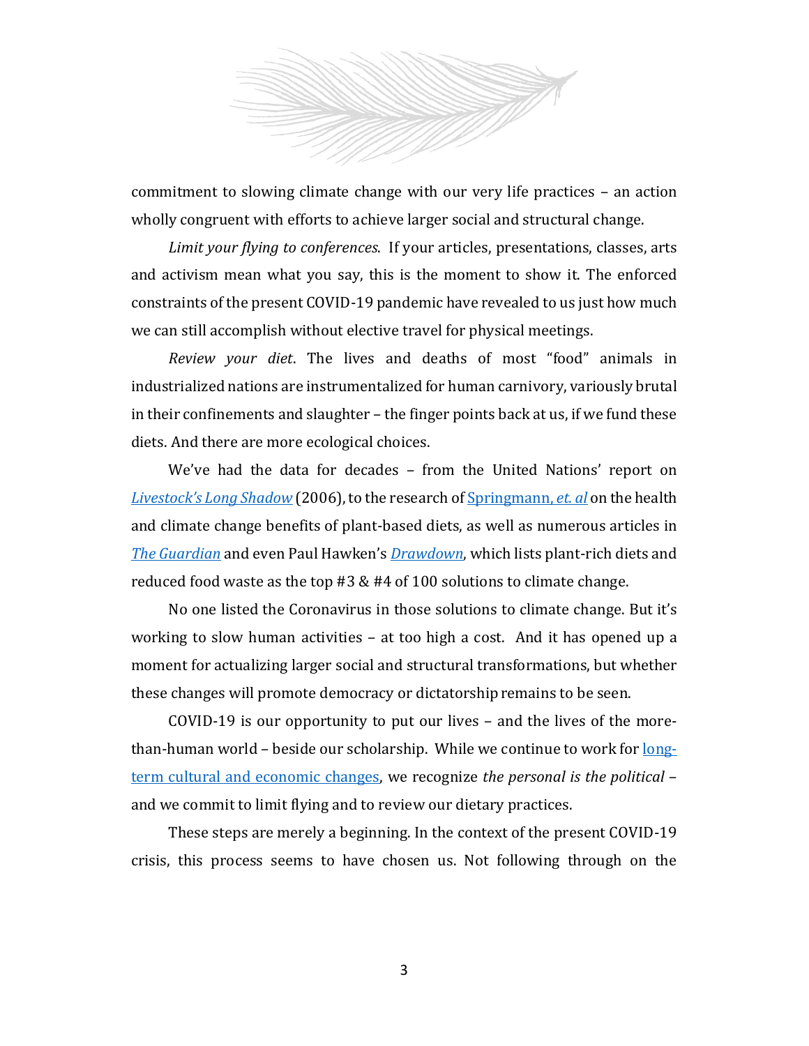commitment to slowing climate change with our very life practices – an action wholly congruent with efforts to achieve larger social and structural change.

*Limit your flying to conferences*. If your articles, presentations, classes, arts and activism mean what you say, this is the moment to show it. The enforced constraints of the present COVID-19 pandemic have revealed to us just how much we can still accomplish without elective travel for physical meetings.

*Review your diet*. The lives and deaths of most "food" animals in industrialized nations are instrumentalized for human carnivory, variously brutal in their confinements and slaughter – the finger points back at us, if we fund these diets. And there are more ecological choices.

We've had the data for decades – from the United Nations' report on *Livestock's Long Shadow* (2006), to the research of Springmann, *et. al* on the health and climate change benefits of plant-based diets, as well as numerous articles in *The Guardian* and even Paul Hawken's *Drawdown*, which lists plant-rich diets and reduced food waste as the top #3 & #4 of 100 solutions to climate change.

No one listed the Coronavirus in those solutions to climate change. But it's working to slow human activities – at too high a cost. And it has opened up a moment for actualizing larger social and structural transformations, but whether these changes will promote democracy or dictatorship remains to be seen.

COVID-19 is our opportunity to put our lives – and the lives of the more-than-human world – beside our scholarship. While we continue to work for long-term cultural and economic changes, we recognize *the personal is the political* – and we commit to limit flying and to review our dietary practices.

These steps are merely a beginning. In the context of the present COVID-19 crisis, this process seems to have chosen us. Not following through on the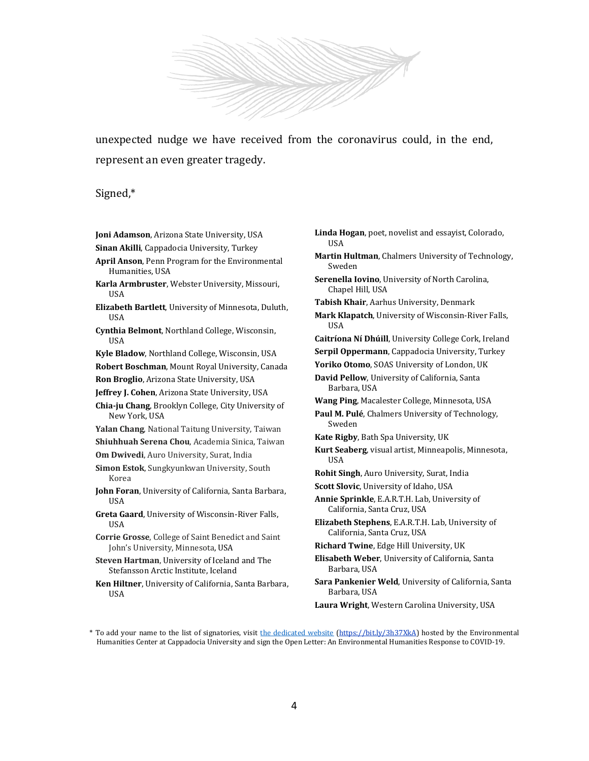unexpected nudge we have received from the coronavirus could, in the end, represent an even greater tragedy.

Signed,*

**Joni Adamson**, Arizona State University, USA

**Sinan Akilli**, Cappadocia University, Turkey

**April Anson**, Penn Program for the Environmental Humanities, USA

**Karla Armbruster**, Webster University, Missouri, USA

**Elizabeth Bartlett**, University of Minnesota, Duluth, USA

**Cynthia Belmont**, Northland College, Wisconsin, USA

**Kyle Bladow**, Northland College, Wisconsin, USA

**Robert Boschman**, Mount Royal University, Canada

**Ron Broglio**, Arizona State University, USA

**Jeffrey J. Cohen**, Arizona State University, USA

**Chia-ju Chang**, Brooklyn College, City University of New York, USA

**Yalan Chang**, National Taitung University, Taiwan

**Shiuhhuah Serena Chou**, Academia Sinica, Taiwan

**Om Dwivedi**, Auro University, Surat, India

**Simon Estok**, Sungkyunkwan University, South Korea

**John Foran**, University of California, Santa Barbara, USA

**Greta Gaard**, University of Wisconsin-River Falls, USA

**Corrie Grosse**, College of Saint Benedict and Saint John's University, Minnesota, USA

**Steven Hartman**, University of Iceland and The Stefansson Arctic Institute, Iceland

**Ken Hiltner**, University of California, Santa Barbara, USA

**Linda Hogan**, poet, novelist and essayist, Colorado, USA

**Martin Hultman**, Chalmers University of Technology, Sweden

**Serenella Iovino**, University of North Carolina, Chapel Hill, USA

**Tabish Khair**, Aarhus University, Denmark

**Mark Klapatch**, University of Wisconsin-River Falls, USA

**Caitríona Ní Dhúill**, University College Cork, Ireland

**Serpil Oppermann**, Cappadocia University, Turkey

**Yoriko Otomo**, SOAS University of London, UK

**David Pellow**, University of California, Santa Barbara, USA

**Wang Ping**, Macalester College, Minnesota, USA

**Paul M. Pulé**, Chalmers University of Technology, Sweden

**Kate Rigby**, Bath Spa University, UK

**Kurt Seaberg**, visual artist, Minneapolis, Minnesota, USA

**Rohit Singh**, Auro University, Surat, India

**Scott Slovic**, University of Idaho, USA

**Annie Sprinkle**, E.A.R.T.H. Lab, University of California, Santa Cruz, USA

**Elizabeth Stephens**, E.A.R.T.H. Lab, University of California, Santa Cruz, USA

**Richard Twine**, Edge Hill University, UK

**Elisabeth Weber**, University of California, Santa Barbara, USA

**Sara Pankenier Weld**, University of California, Santa Barbara, USA

**Laura Wright**, Western Carolina University, USA

\* To add your name to the list of signatories, visit [the dedicated website](https://bit.ly/3h37XkA) (https://bit.ly/3h37XkA) hosted by the Environmental Humanities Center at Cappadocia University and sign the Open Letter: An Environmental Humanities Response to COVID-19.